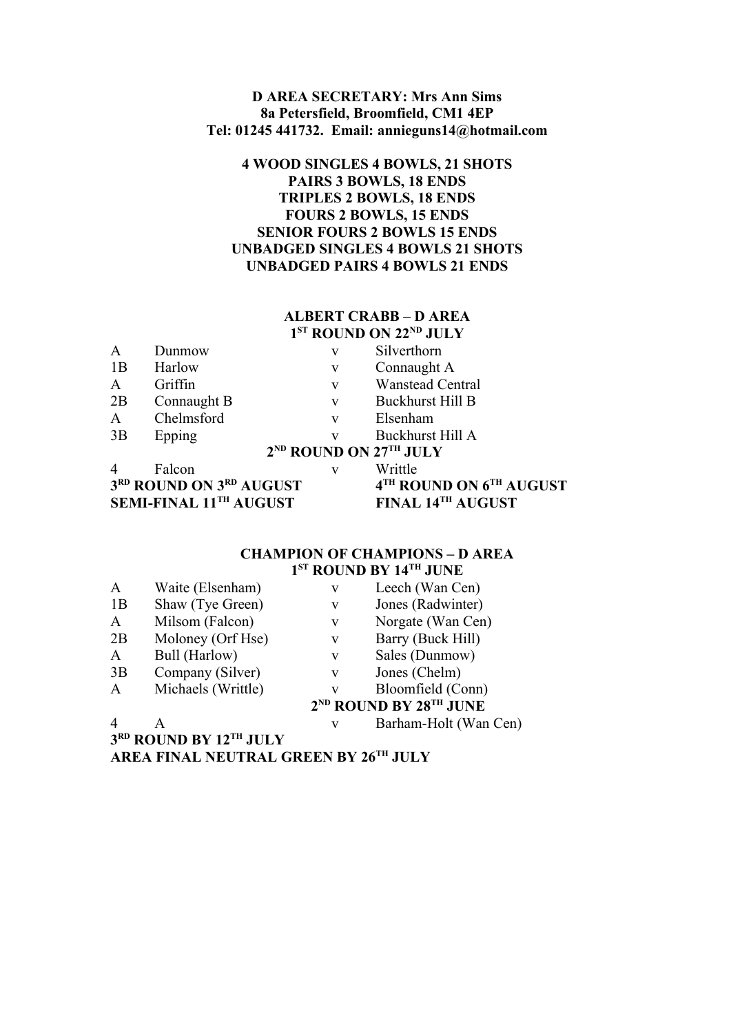**D AREA SECRETARY: Mrs Ann Sims**
**8a Petersfield, Broomfield, CM1 4EP**
**Tel: 01245 441732. Email: annieguns14@hotmail.com**

**4 WOOD SINGLES 4 BOWLS, 21 SHOTS**
**PAIRS 3 BOWLS, 18 ENDS**
**TRIPLES 2 BOWLS, 18 ENDS**
**FOURS 2 BOWLS, 15 ENDS**
**SENIOR FOURS 2 BOWLS 15 ENDS**
**UNBADGED SINGLES 4 BOWLS 21 SHOTS**
**UNBADGED PAIRS 4 BOWLS 21 ENDS**

## ALBERT CRABB – D AREA

**1ST ROUND ON 22ND JULY**

| | | | |
|---|---|---|---|
| A | Dunmow | v | Silverthorn |
| 1B | Harlow | v | Connaught A |
| A | Griffin | v | Wanstead Central |
| 2B | Connaught B | v | Buckhurst Hill B |
| A | Chelmsford | v | Elsenham |
| 3B | Epping | v | Buckhurst Hill A |

**2ND ROUND ON 27TH JULY**

| | | | |
|---|---|---|---|
| 4 | Falcon | v | Writtle |

**3RD ROUND ON 3RD AUGUST** **4TH ROUND ON 6TH AUGUST**
**SEMI-FINAL 11TH AUGUST** **FINAL 14TH AUGUST**

## CHAMPION OF CHAMPIONS – D AREA

**1ST ROUND BY 14TH JUNE**

| | | | |
|---|---|---|---|
| A | Waite (Elsenham) | v | Leech (Wan Cen) |
| 1B | Shaw (Tye Green) | v | Jones (Radwinter) |
| A | Milsom (Falcon) | v | Norgate (Wan Cen) |
| 2B | Moloney (Orf Hse) | v | Barry (Buck Hill) |
| A | Bull (Harlow) | v | Sales (Dunmow) |
| 3B | Company (Silver) | v | Jones (Chelm) |
| A | Michaels (Writtle) | v | Bloomfield (Conn) |

**2ND ROUND BY 28TH JUNE**

| | | | |
|---|---|---|---|
| 4 | A | v | Barham-Holt (Wan Cen) |

**3RD ROUND BY 12TH JULY**
**AREA FINAL NEUTRAL GREEN BY 26TH JULY**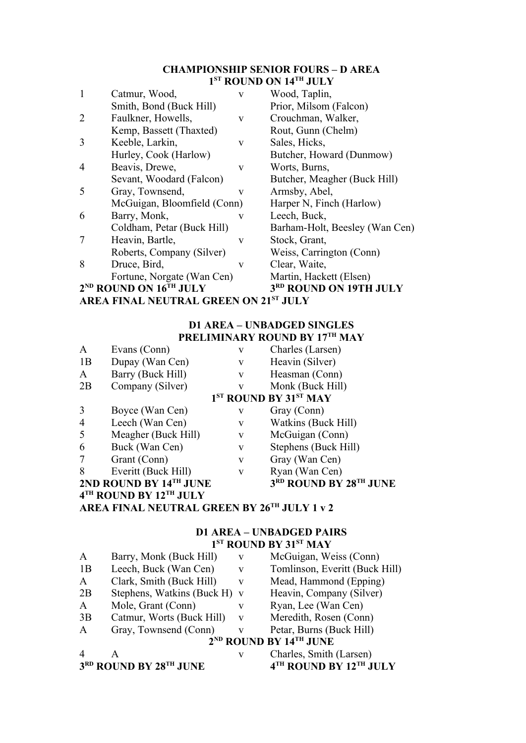## CHAMPIONSHIP SENIOR FOURS – D AREA

### 1ST ROUND ON 14TH JULY

| | | | |
|---|---|---|---|
| 1 | Catmur, Wood, Smith, Bond (Buck Hill) | v | Wood, Taplin, Prior, Milsom (Falcon) |
| 2 | Faulkner, Howells, Kemp, Bassett (Thaxted) | v | Crouchman, Walker, Rout, Gunn (Chelm) |
| 3 | Keeble, Larkin, Hurley, Cook (Harlow) | v | Sales, Hicks, Butcher, Howard (Dunmow) |
| 4 | Beavis, Drewe, Sevant, Woodard (Falcon) | v | Worts, Burns, Butcher, Meagher (Buck Hill) |
| 5 | Gray, Townsend, McGuigan, Bloomfield (Conn) | v | Armsby, Abel, Harper N, Finch (Harlow) |
| 6 | Barry, Monk, Coldham, Petar (Buck Hill) | v | Leech, Buck, Barham-Holt, Beesley (Wan Cen) |
| 7 | Heavin, Bartle, Roberts, Company (Silver) | v | Stock, Grant, Weiss, Carrington (Conn) |
| 8 | Druce, Bird, Fortune, Norgate (Wan Cen) | v | Clear, Waite, Martin, Hackett (Elsen) |

**2ND ROUND ON 16TH JULY** **3RD ROUND ON 19TH JULY**

**AREA FINAL NEUTRAL GREEN ON 21ST JULY**

## D1 AREA – UNBADGED SINGLES

### PRELIMINARY ROUND BY 17TH MAY

| | | | |
|---|---|---|---|
| A | Evans (Conn) | v | Charles (Larsen) |
| 1B | Dupay (Wan Cen) | v | Heavin (Silver) |
| A | Barry (Buck Hill) | v | Heasman (Conn) |
| 2B | Company (Silver) | v | Monk (Buck Hill) |

### 1ST ROUND BY 31ST MAY

| | | | |
|---|---|---|---|
| 3 | Boyce (Wan Cen) | v | Gray (Conn) |
| 4 | Leech (Wan Cen) | v | Watkins (Buck Hill) |
| 5 | Meagher (Buck Hill) | v | McGuigan (Conn) |
| 6 | Buck (Wan Cen) | v | Stephens (Buck Hill) |
| 7 | Grant (Conn) | v | Gray (Wan Cen) |
| 8 | Everitt (Buck Hill) | v | Ryan (Wan Cen) |

**2ND ROUND BY 14TH JUNE** **3RD ROUND BY 28TH JUNE**

**4TH ROUND BY 12TH JULY**

**AREA FINAL NEUTRAL GREEN BY 26TH JULY 1 v 2**

## D1 AREA – UNBADGED PAIRS

### 1ST ROUND BY 31ST MAY

| | | | |
|---|---|---|---|
| A | Barry, Monk (Buck Hill) | v | McGuigan, Weiss (Conn) |
| 1B | Leech, Buck (Wan Cen) | v | Tomlinson, Everitt (Buck Hill) |
| A | Clark, Smith (Buck Hill) | v | Mead, Hammond (Epping) |
| 2B | Stephens, Watkins (Buck H) | v | Heavin, Company (Silver) |
| A | Mole, Grant (Conn) | v | Ryan, Lee (Wan Cen) |
| 3B | Catmur, Worts (Buck Hill) | v | Meredith, Rosen (Conn) |
| A | Gray, Townsend (Conn) | v | Petar, Burns (Buck Hill) |

### 2ND ROUND BY 14TH JUNE

| | | | |
|---|---|---|---|
| 4 | A | v | Charles, Smith (Larsen) |

**3RD ROUND BY 28TH JUNE** **4TH ROUND BY 12TH JULY**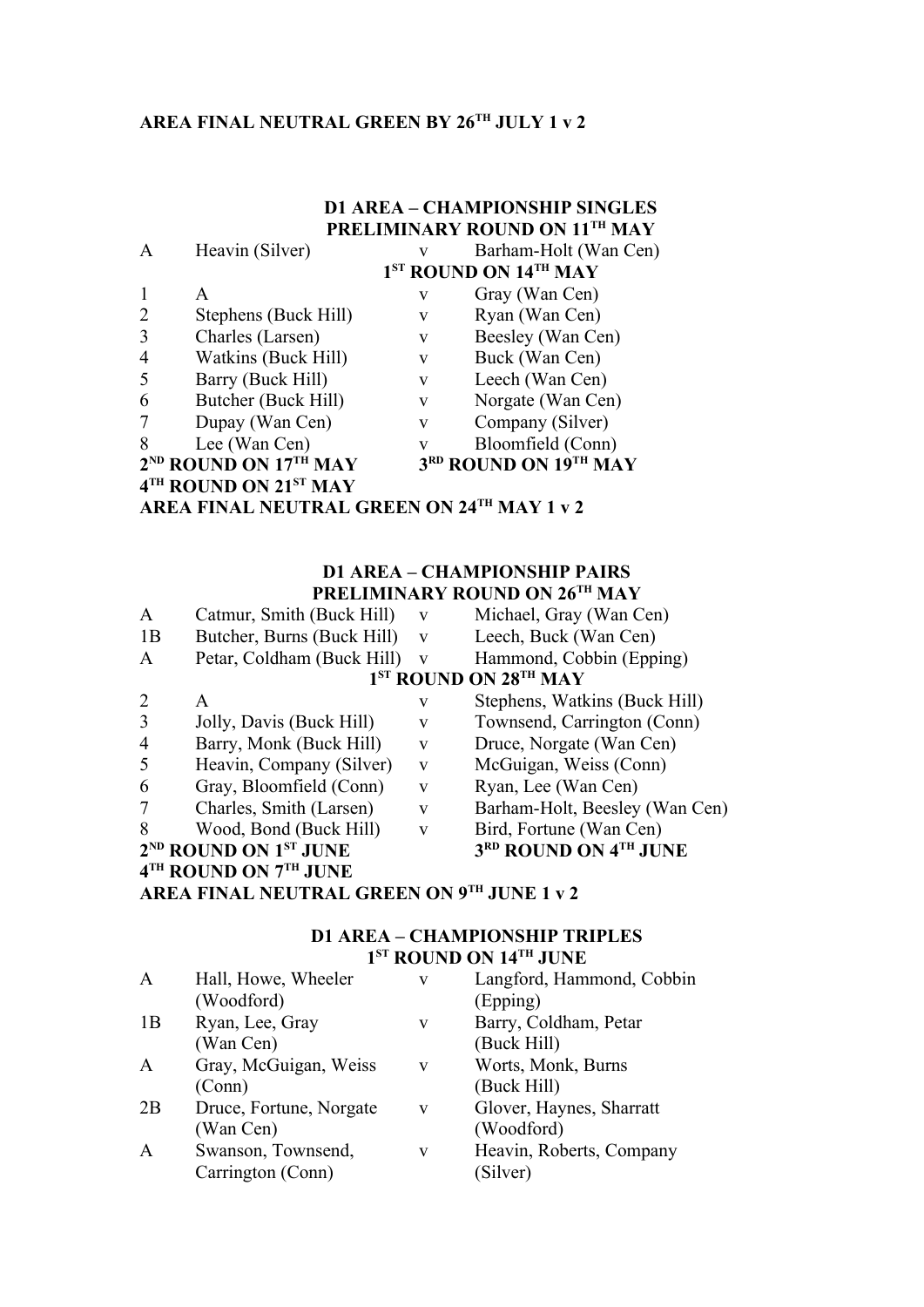**AREA FINAL NEUTRAL GREEN BY 26TH JULY 1 v 2**

## D1 AREA – CHAMPIONSHIP SINGLES

**PRELIMINARY ROUND ON 11TH MAY**

| | | | |
|---|---|---|---|
| A | Heavin (Silver) | v | Barham-Holt (Wan Cen) |

**1ST ROUND ON 14TH MAY**

| | | | |
|---|---|---|---|
| 1 | A | v | Gray (Wan Cen) |
| 2 | Stephens (Buck Hill) | v | Ryan (Wan Cen) |
| 3 | Charles (Larsen) | v | Beesley (Wan Cen) |
| 4 | Watkins (Buck Hill) | v | Buck (Wan Cen) |
| 5 | Barry (Buck Hill) | v | Leech (Wan Cen) |
| 6 | Butcher (Buck Hill) | v | Norgate (Wan Cen) |
| 7 | Dupay (Wan Cen) | v | Company (Silver) |
| 8 | Lee (Wan Cen) | v | Bloomfield (Conn) |

**2ND ROUND ON 17TH MAY** **3RD ROUND ON 19TH MAY**

**4TH ROUND ON 21ST MAY**

**AREA FINAL NEUTRAL GREEN ON 24TH MAY 1 v 2**

## D1 AREA – CHAMPIONSHIP PAIRS

**PRELIMINARY ROUND ON 26TH MAY**

| | | | |
|---|---|---|---|
| A | Catmur, Smith (Buck Hill) | v | Michael, Gray (Wan Cen) |
| 1B | Butcher, Burns (Buck Hill) | v | Leech, Buck (Wan Cen) |
| A | Petar, Coldham (Buck Hill) | v | Hammond, Cobbin (Epping) |

**1ST ROUND ON 28TH MAY**

| | | | |
|---|---|---|---|
| 2 | A | v | Stephens, Watkins (Buck Hill) |
| 3 | Jolly, Davis (Buck Hill) | v | Townsend, Carrington (Conn) |
| 4 | Barry, Monk (Buck Hill) | v | Druce, Norgate (Wan Cen) |
| 5 | Heavin, Company (Silver) | v | McGuigan, Weiss (Conn) |
| 6 | Gray, Bloomfield (Conn) | v | Ryan, Lee (Wan Cen) |
| 7 | Charles, Smith (Larsen) | v | Barham-Holt, Beesley (Wan Cen) |
| 8 | Wood, Bond (Buck Hill) | v | Bird, Fortune (Wan Cen) |

**2ND ROUND ON 1ST JUNE** **3RD ROUND ON 4TH JUNE**

**4TH ROUND ON 7TH JUNE**

**AREA FINAL NEUTRAL GREEN ON 9TH JUNE 1 v 2**

## D1 AREA – CHAMPIONSHIP TRIPLES

**1ST ROUND ON 14TH JUNE**

| | | | |
|---|---|---|---|
| A | Hall, Howe, Wheeler (Woodford) | v | Langford, Hammond, Cobbin (Epping) |
| 1B | Ryan, Lee, Gray (Wan Cen) | v | Barry, Coldham, Petar (Buck Hill) |
| A | Gray, McGuigan, Weiss (Conn) | v | Worts, Monk, Burns (Buck Hill) |
| 2B | Druce, Fortune, Norgate (Wan Cen) | v | Glover, Haynes, Sharratt (Woodford) |
| A | Swanson, Townsend, Carrington (Conn) | v | Heavin, Roberts, Company (Silver) |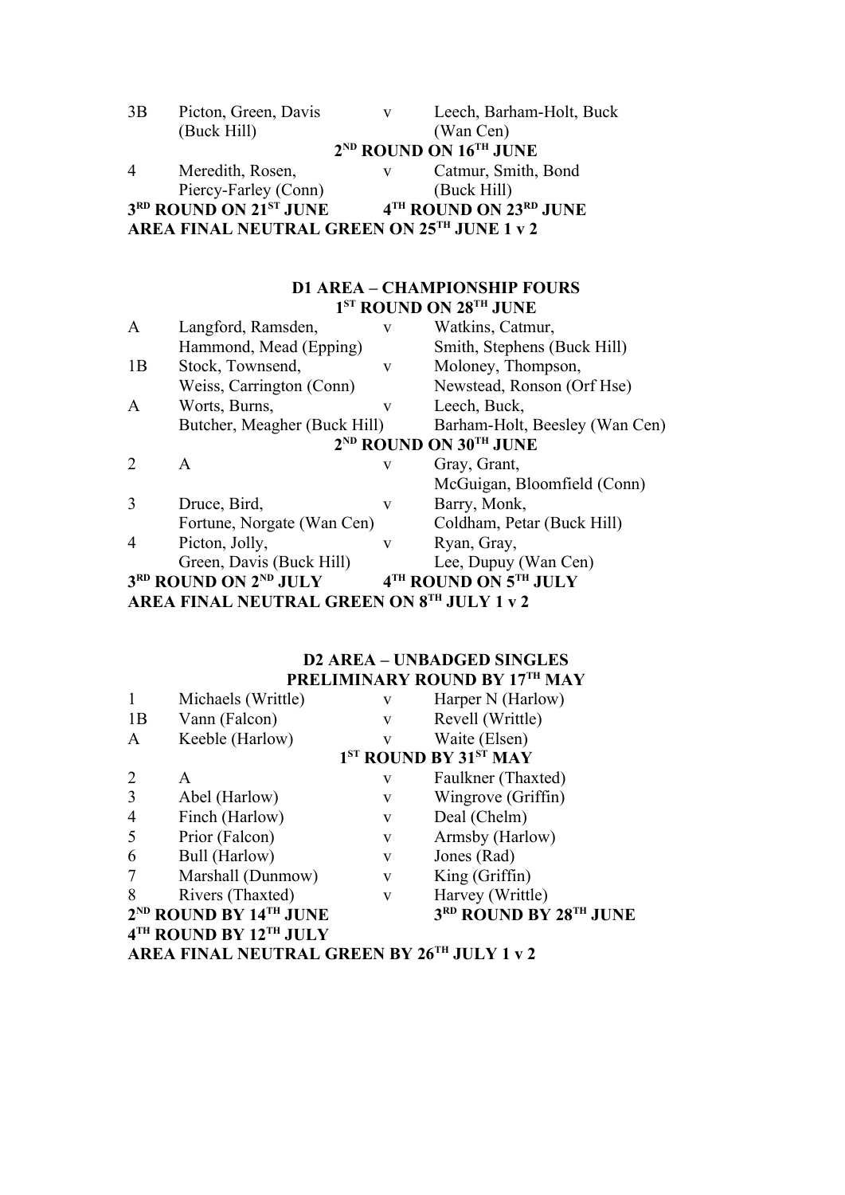| | | | |
|---|---|---|---|
| 3B | Picton, Green, Davis (Buck Hill) | v | Leech, Barham-Holt, Buck (Wan Cen) |

**2ND ROUND ON 16TH JUNE**

| | | | |
|---|---|---|---|
| 4 | Meredith, Rosen, Piercy-Farley (Conn) | v | Catmur, Smith, Bond (Buck Hill) |

**3RD ROUND ON 21ST JUNE** **4TH ROUND ON 23RD JUNE**

**AREA FINAL NEUTRAL GREEN ON 25TH JUNE 1 v 2**

## D1 AREA – CHAMPIONSHIP FOURS

**1ST ROUND ON 28TH JUNE**

| | | | |
|---|---|---|---|
| A | Langford, Ramsden, Hammond, Mead (Epping) | v | Watkins, Catmur, Smith, Stephens (Buck Hill) |
| 1B | Stock, Townsend, Weiss, Carrington (Conn) | v | Moloney, Thompson, Newstead, Ronson (Orf Hse) |
| A | Worts, Burns, Butcher, Meagher (Buck Hill) | v | Leech, Buck, Barham-Holt, Beesley (Wan Cen) |

**2ND ROUND ON 30TH JUNE**

| | | | |
|---|---|---|---|
| 2 | A | v | Gray, Grant, McGuigan, Bloomfield (Conn) |
| 3 | Druce, Bird, Fortune, Norgate (Wan Cen) | v | Barry, Monk, Coldham, Petar (Buck Hill) |
| 4 | Picton, Jolly, Green, Davis (Buck Hill) | v | Ryan, Gray, Lee, Dupuy (Wan Cen) |

**3RD ROUND ON 2ND JULY** **4TH ROUND ON 5TH JULY**

**AREA FINAL NEUTRAL GREEN ON 8TH JULY 1 v 2**

## D2 AREA – UNBADGED SINGLES

**PRELIMINARY ROUND BY 17TH MAY**

| | | | |
|---|---|---|---|
| 1 | Michaels (Writtle) | v | Harper N (Harlow) |
| 1B | Vann (Falcon) | v | Revell (Writtle) |
| A | Keeble (Harlow) | v | Waite (Elsen) |

**1ST ROUND BY 31ST MAY**

| | | | |
|---|---|---|---|
| 2 | A | v | Faulkner (Thaxted) |
| 3 | Abel (Harlow) | v | Wingrove (Griffin) |
| 4 | Finch (Harlow) | v | Deal (Chelm) |
| 5 | Prior (Falcon) | v | Armsby (Harlow) |
| 6 | Bull (Harlow) | v | Jones (Rad) |
| 7 | Marshall (Dunmow) | v | King (Griffin) |
| 8 | Rivers (Thaxted) | v | Harvey (Writtle) |

**2ND ROUND BY 14TH JUNE** **3RD ROUND BY 28TH JUNE**

**4TH ROUND BY 12TH JULY**

**AREA FINAL NEUTRAL GREEN BY 26TH JULY 1 v 2**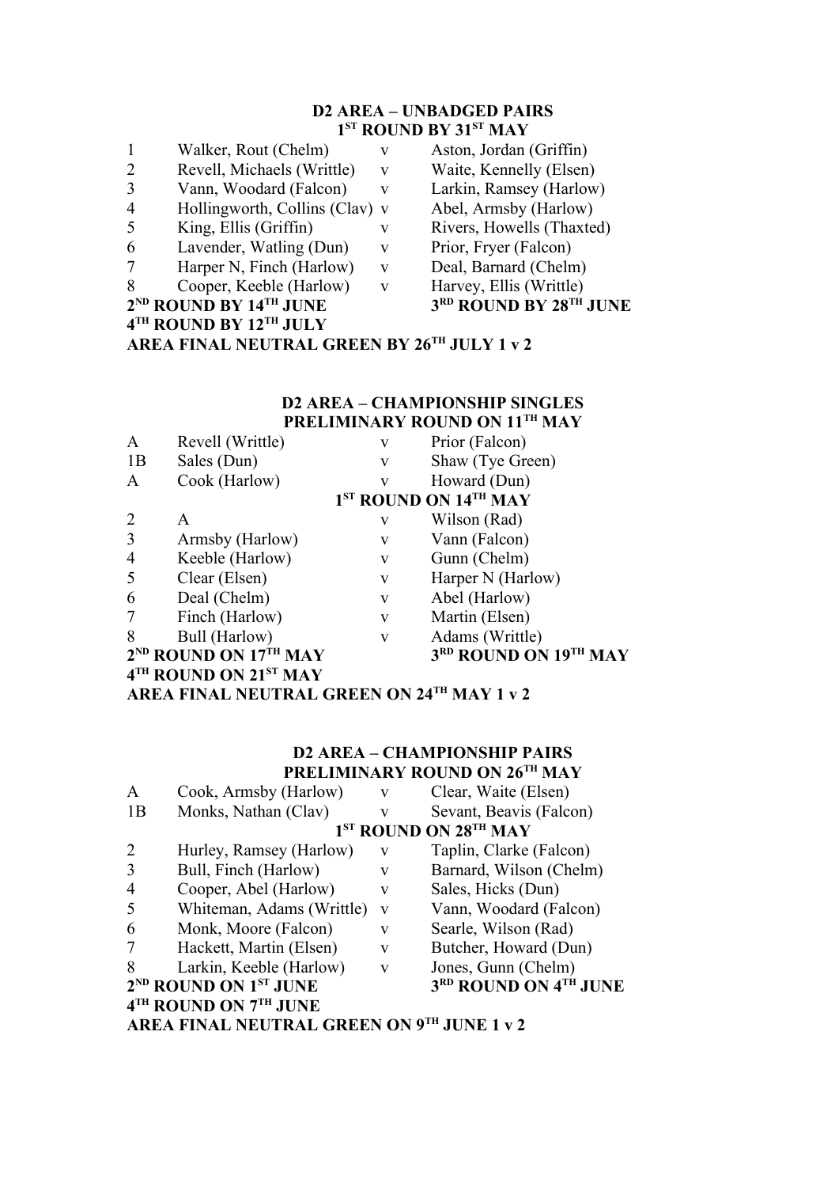## D2 AREA – UNBADGED PAIRS

**1ST ROUND BY 31ST MAY**

| | | | |
|---|---|---|---|
| 1 | Walker, Rout (Chelm) | v | Aston, Jordan (Griffin) |
| 2 | Revell, Michaels (Writtle) | v | Waite, Kennelly (Elsen) |
| 3 | Vann, Woodard (Falcon) | v | Larkin, Ramsey (Harlow) |
| 4 | Hollingworth, Collins (Clav) | v | Abel, Armsby (Harlow) |
| 5 | King, Ellis (Griffin) | v | Rivers, Howells (Thaxted) |
| 6 | Lavender, Watling (Dun) | v | Prior, Fryer (Falcon) |
| 7 | Harper N, Finch (Harlow) | v | Deal, Barnard (Chelm) |
| 8 | Cooper, Keeble (Harlow) | v | Harvey, Ellis (Writtle) |

**2ND ROUND BY 14TH JUNE** **3RD ROUND BY 28TH JUNE**

**4TH ROUND BY 12TH JULY**

**AREA FINAL NEUTRAL GREEN BY 26TH JULY 1 v 2**

## D2 AREA – CHAMPIONSHIP SINGLES

**PRELIMINARY ROUND ON 11TH MAY**

| | | | |
|---|---|---|---|
| A | Revell (Writtle) | v | Prior (Falcon) |
| 1B | Sales (Dun) | v | Shaw (Tye Green) |
| A | Cook (Harlow) | v | Howard (Dun) |

**1ST ROUND ON 14TH MAY**

| | | | |
|---|---|---|---|
| 2 | A | v | Wilson (Rad) |
| 3 | Armsby (Harlow) | v | Vann (Falcon) |
| 4 | Keeble (Harlow) | v | Gunn (Chelm) |
| 5 | Clear (Elsen) | v | Harper N (Harlow) |
| 6 | Deal (Chelm) | v | Abel (Harlow) |
| 7 | Finch (Harlow) | v | Martin (Elsen) |
| 8 | Bull (Harlow) | v | Adams (Writtle) |

**2ND ROUND ON 17TH MAY** **3RD ROUND ON 19TH MAY**

**4TH ROUND ON 21ST MAY**

**AREA FINAL NEUTRAL GREEN ON 24TH MAY 1 v 2**

## D2 AREA – CHAMPIONSHIP PAIRS

**PRELIMINARY ROUND ON 26TH MAY**

| | | | |
|---|---|---|---|
| A | Cook, Armsby (Harlow) | v | Clear, Waite (Elsen) |
| 1B | Monks, Nathan (Clav) | v | Sevant, Beavis (Falcon) |

**1ST ROUND ON 28TH MAY**

| | | | |
|---|---|---|---|
| 2 | Hurley, Ramsey (Harlow) | v | Taplin, Clarke (Falcon) |
| 3 | Bull, Finch (Harlow) | v | Barnard, Wilson (Chelm) |
| 4 | Cooper, Abel (Harlow) | v | Sales, Hicks (Dun) |
| 5 | Whiteman, Adams (Writtle) | v | Vann, Woodard (Falcon) |
| 6 | Monk, Moore (Falcon) | v | Searle, Wilson (Rad) |
| 7 | Hackett, Martin (Elsen) | v | Butcher, Howard (Dun) |
| 8 | Larkin, Keeble (Harlow) | v | Jones, Gunn (Chelm) |

**2ND ROUND ON 1ST JUNE** **3RD ROUND ON 4TH JUNE**

**4TH ROUND ON 7TH JUNE**

**AREA FINAL NEUTRAL GREEN ON 9TH JUNE 1 v 2**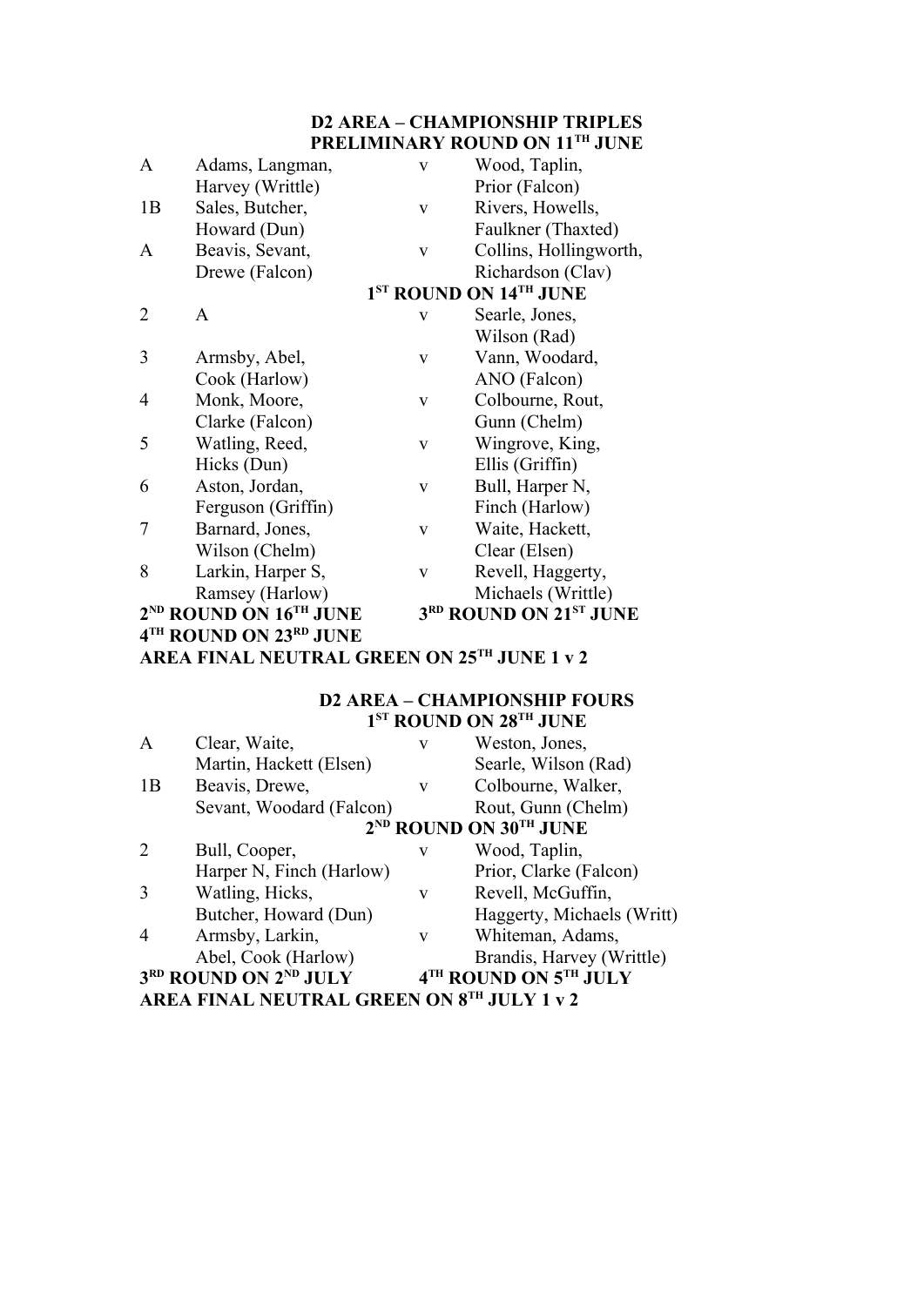## D2 AREA – CHAMPIONSHIP TRIPLES

### PRELIMINARY ROUND ON 11TH JUNE

| | | | |
|---|---|---|---|
| A | Adams, Langman, Harvey (Writtle) | v | Wood, Taplin, Prior (Falcon) |
| 1B | Sales, Butcher, Howard (Dun) | v | Rivers, Howells, Faulkner (Thaxted) |
| A | Beavis, Sevant, Drewe (Falcon) | v | Collins, Hollingworth, Richardson (Clav) |

### 1ST ROUND ON 14TH JUNE

| | | | |
|---|---|---|---|
| 2 | A | v | Searle, Jones, Wilson (Rad) |
| 3 | Armsby, Abel, Cook (Harlow) | v | Vann, Woodard, ANO (Falcon) |
| 4 | Monk, Moore, Clarke (Falcon) | v | Colbourne, Rout, Gunn (Chelm) |
| 5 | Watling, Reed, Hicks (Dun) | v | Wingrove, King, Ellis (Griffin) |
| 6 | Aston, Jordan, Ferguson (Griffin) | v | Bull, Harper N, Finch (Harlow) |
| 7 | Barnard, Jones, Wilson (Chelm) | v | Waite, Hackett, Clear (Elsen) |
| 8 | Larkin, Harper S, Ramsey (Harlow) | v | Revell, Haggerty, Michaels (Writtle) |

**2ND ROUND ON 16TH JUNE** **3RD ROUND ON 21ST JUNE**

**4TH ROUND ON 23RD JUNE**

**AREA FINAL NEUTRAL GREEN ON 25TH JUNE 1 v 2**

## D2 AREA – CHAMPIONSHIP FOURS

### 1ST ROUND ON 28TH JUNE

| | | | |
|---|---|---|---|
| A | Clear, Waite, Martin, Hackett (Elsen) | v | Weston, Jones, Searle, Wilson (Rad) |
| 1B | Beavis, Drewe, Sevant, Woodard (Falcon) | v | Colbourne, Walker, Rout, Gunn (Chelm) |

### 2ND ROUND ON 30TH JUNE

| | | | |
|---|---|---|---|
| 2 | Bull, Cooper, Harper N, Finch (Harlow) | v | Wood, Taplin, Prior, Clarke (Falcon) |
| 3 | Watling, Hicks, Butcher, Howard (Dun) | v | Revell, McGuffin, Haggerty, Michaels (Writt) |
| 4 | Armsby, Larkin, Abel, Cook (Harlow) | v | Whiteman, Adams, Brandis, Harvey (Writtle) |

**3RD ROUND ON 2ND JULY** **4TH ROUND ON 5TH JULY**

**AREA FINAL NEUTRAL GREEN ON 8TH JULY 1 v 2**